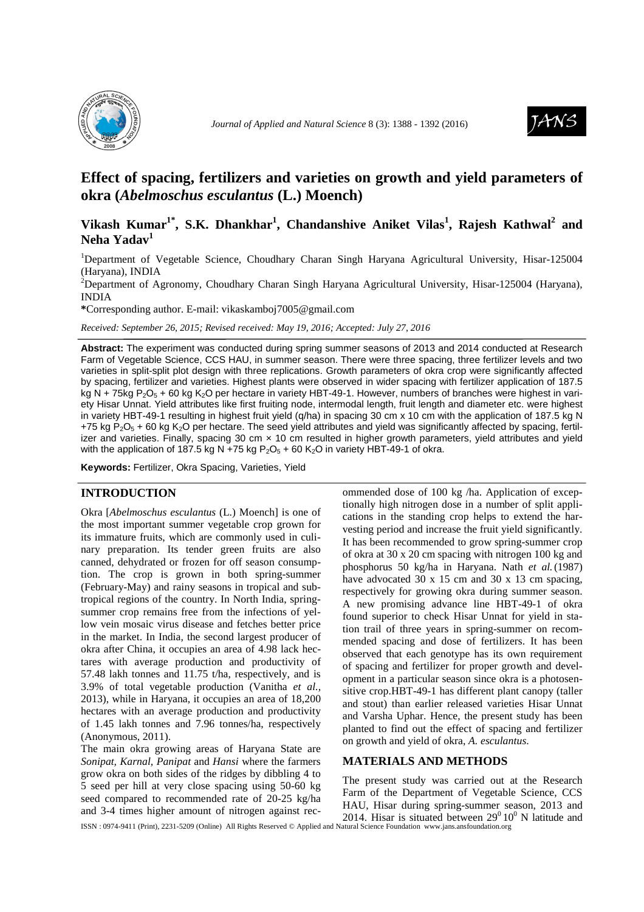# Effect of spacing, fertilizers and varieties on growth and yield parameters of okra (*Abelmoschus esculantus* (L.) Moench)

**Vikash Kumar[1*], S.K. Dhankhar[1], Chandanshive Aniket Vilas[1], Rajesh Kathwal[2] and Neha Yadav[1]**

[1]Department of Vegetable Science, Choudhary Charan Singh Haryana Agricultural University, Hisar-125004 (Haryana), INDIA

[2]Department of Agronomy, Choudhary Charan Singh Haryana Agricultural University, Hisar-125004 (Haryana), INDIA

**\***Corresponding author. E-mail: vikaskamboj7005@gmail.com

*Received: September 26, 2015; Revised received: May 19, 2016; Accepted: July 27, 2016*

**Abstract:** The experiment was conducted during spring summer seasons of 2013 and 2014 conducted at Research Farm of Vegetable Science, CCS HAU, in summer season. There were three spacing, three fertilizer levels and two varieties in split-split plot design with three replications. Growth parameters of okra crop were significantly affected by spacing, fertilizer and varieties. Highest plants were observed in wider spacing with fertilizer application of 187.5 kg N + 75kg $P_2O_5$ + 60 kg $K_2O$ per hectare in variety HBT-49-1. However, numbers of branches were highest in variety Hisar Unnat. Yield attributes like first fruiting node, intermodal length, fruit length and diameter etc. were highest in variety HBT-49-1 resulting in highest fruit yield (q/ha) in spacing 30 cm x 10 cm with the application of 187.5 kg N +75 kg $P_2O_5$ + 60 kg $K_2O$ per hectare. The seed yield attributes and yield was significantly affected by spacing, fertilizer and varieties. Finally, spacing 30 cm × 10 cm resulted in higher growth parameters, yield attributes and yield with the application of 187.5 kg N +75 kg $P_2O_5$ + 60 $K_2O$ in variety HBT-49-1 of okra.

**Keywords:** Fertilizer, Okra Spacing, Varieties, Yield

## INTRODUCTION

Okra [*Abelmoschus esculantus* (L.) Moench] is one of the most important summer vegetable crop grown for its immature fruits, which are commonly used in culinary preparation. Its tender green fruits are also canned, dehydrated or frozen for off season consumption. The crop is grown in both spring-summer (February-May) and rainy seasons in tropical and subtropical regions of the country. In North India, spring-summer crop remains free from the infections of yellow vein mosaic virus disease and fetches better price in the market. In India, the second largest producer of okra after China, it occupies an area of 4.98 lack hectares with average production and productivity of 57.48 lakh tonnes and 11.75 t/ha, respectively, and is 3.9% of total vegetable production (Vanitha *et al.*, 2013), while in Haryana, it occupies an area of 18,200 hectares with an average production and productivity of 1.45 lakh tonnes and 7.96 tonnes/ha, respectively (Anonymous, 2011).

The main okra growing areas of Haryana State are *Sonipat, Karnal, Panipat* and *Hansi* where the farmers grow okra on both sides of the ridges by dibbling 4 to 5 seed per hill at very close spacing using 50-60 kg seed compared to recommended rate of 20-25 kg/ha and 3-4 times higher amount of nitrogen against recommended dose of 100 kg /ha. Application of exceptionally high nitrogen dose in a number of split applications in the standing crop helps to extend the harvesting period and increase the fruit yield significantly. It has been recommended to grow spring-summer crop of okra at 30 x 20 cm spacing with nitrogen 100 kg and phosphorus 50 kg/ha in Haryana. Nath *et al.* (1987) have advocated 30 x 15 cm and 30 x 13 cm spacing, respectively for growing okra during summer season. A new promising advance line HBT-49-1 of okra found superior to check Hisar Unnat for yield in station trail of three years in spring-summer on recommended spacing and dose of fertilizers. It has been observed that each genotype has its own requirement of spacing and fertilizer for proper growth and development in a particular season since okra is a photosensitive crop.HBT-49-1 has different plant canopy (taller and stout) than earlier released varieties Hisar Unnat and Varsha Uphar. Hence, the present study has been planted to find out the effect of spacing and fertilizer on growth and yield of okra, *A. esculantus.*

## MATERIALS AND METHODS

The present study was carried out at the Research Farm of the Department of Vegetable Science, CCS HAU, Hisar during spring-summer season, 2013 and 2014. Hisar is situated between $29^0 10^0$ N latitude and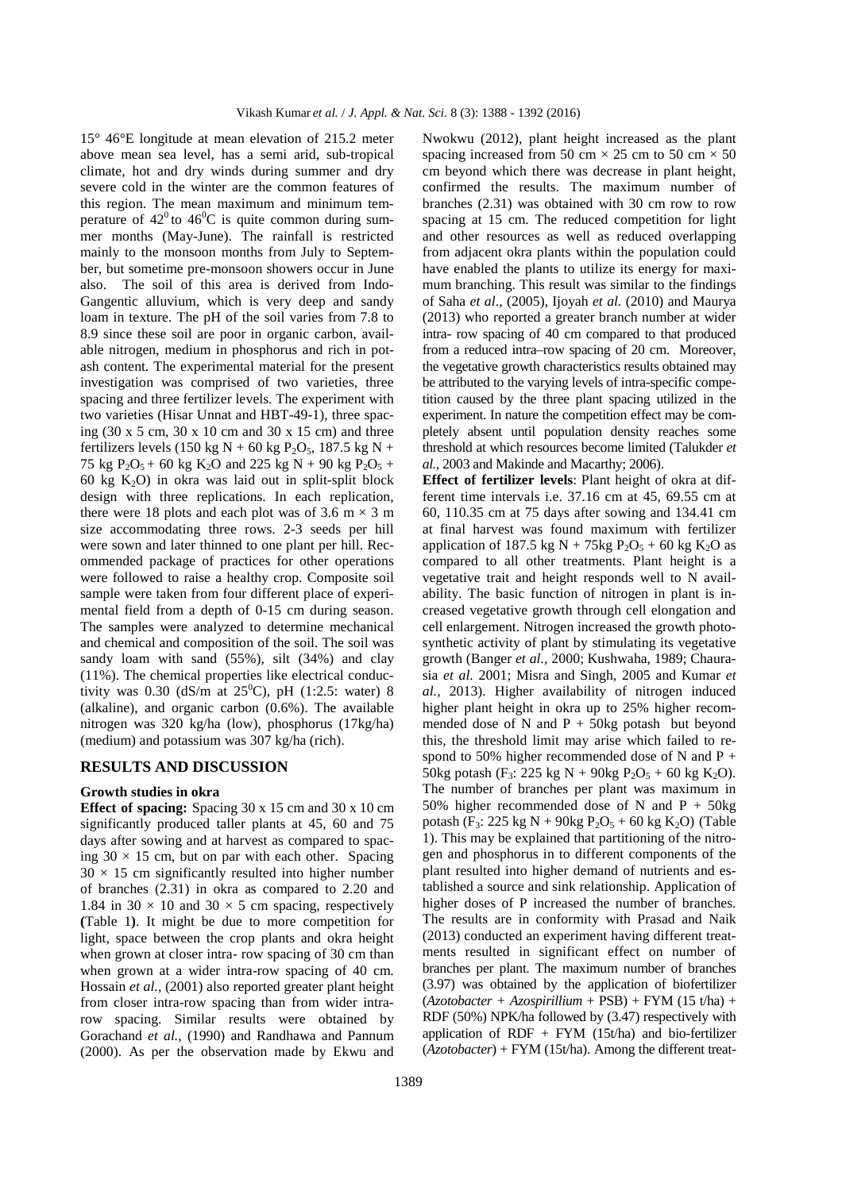15° 46°E longitude at mean elevation of 215.2 meter above mean sea level, has a semi arid, sub-tropical climate, hot and dry winds during summer and dry severe cold in the winter are the common features of this region. The mean maximum and minimum temperature of $42^0$ to $46^0$C is quite common during summer months (May-June). The rainfall is restricted mainly to the monsoon months from July to September, but sometime pre-monsoon showers occur in June also. The soil of this area is derived from Indo-Gangentic alluvium, which is very deep and sandy loam in texture. The pH of the soil varies from 7.8 to 8.9 since these soil are poor in organic carbon, available nitrogen, medium in phosphorus and rich in potash content. The experimental material for the present investigation was comprised of two varieties, three spacing and three fertilizer levels. The experiment with two varieties (Hisar Unnat and HBT-49-1), three spacing (30 x 5 cm, 30 x 10 cm and 30 x 15 cm) and three fertilizers levels (150 kg N + 60 kg $P_2O_5$, 187.5 kg N + 75 kg $P_2O_5$ + 60 kg $K_2O$ and 225 kg N + 90 kg $P_2O_5$ + 60 kg $K_2O$) in okra was laid out in split-split block design with three replications. In each replication, there were 18 plots and each plot was of 3.6 m × 3 m size accommodating three rows. 2-3 seeds per hill were sown and later thinned to one plant per hill. Recommended package of practices for other operations were followed to raise a healthy crop. Composite soil sample were taken from four different place of experimental field from a depth of 0-15 cm during season. The samples were analyzed to determine mechanical and chemical and composition of the soil. The soil was sandy loam with sand (55%), silt (34%) and clay (11%). The chemical properties like electrical conductivity was 0.30 (dS/m at $25^0$C), pH (1:2.5: water) 8 (alkaline), and organic carbon (0.6%). The available nitrogen was 320 kg/ha (low), phosphorus (17kg/ha) (medium) and potassium was 307 kg/ha (rich).

## RESULTS AND DISCUSSION

### Growth studies in okra

**Effect of spacing:** Spacing 30 x 15 cm and 30 x 10 cm significantly produced taller plants at 45, 60 and 75 days after sowing and at harvest as compared to spacing 30 × 15 cm, but on par with each other. Spacing 30 × 15 cm significantly resulted into higher number of branches (2.31) in okra as compared to 2.20 and 1.84 in 30 × 10 and 30 × 5 cm spacing, respectively **(**Table 1**)**. It might be due to more competition for light, space between the crop plants and okra height when grown at closer intra- row spacing of 30 cm than when grown at a wider intra-row spacing of 40 cm. Hossain *et al.,* (2001) also reported greater plant height from closer intra-row spacing than from wider intra-row spacing. Similar results were obtained by Gorachand *et al.,* (1990) and Randhawa and Pannum (2000). As per the observation made by Ekwu and Nwokwu (2012), plant height increased as the plant spacing increased from 50 cm × 25 cm to 50 cm × 50 cm beyond which there was decrease in plant height, confirmed the results. The maximum number of branches (2.31) was obtained with 30 cm row to row spacing at 15 cm. The reduced competition for light and other resources as well as reduced overlapping from adjacent okra plants within the population could have enabled the plants to utilize its energy for maximum branching. This result was similar to the findings of Saha *et al*., (2005), Ijoyah *et al.* (2010) and Maurya (2013) who reported a greater branch number at wider intra- row spacing of 40 cm compared to that produced from a reduced intra–row spacing of 20 cm. Moreover, the vegetative growth characteristics results obtained may be attributed to the varying levels of intra-specific competition caused by the three plant spacing utilized in the experiment. In nature the competition effect may be completely absent until population density reaches some threshold at which resources become limited (Talukder *et al.,* 2003 and Makinde and Macarthy; 2006).

**Effect of fertilizer levels**: Plant height of okra at different time intervals i.e. 37.16 cm at 45, 69.55 cm at 60, 110.35 cm at 75 days after sowing and 134.41 cm at final harvest was found maximum with fertilizer application of 187.5 kg N + 75kg $P_2O_5$ + 60 kg $K_2O$ as compared to all other treatments. Plant height is a vegetative trait and height responds well to N availability. The basic function of nitrogen in plant is increased vegetative growth through cell elongation and cell enlargement. Nitrogen increased the growth photosynthetic activity of plant by stimulating its vegetative growth (Banger *et al.,* 2000; Kushwaha, 1989; Chaurasia *et al.* 2001; Misra and Singh, 2005 and Kumar *et al.,* 2013). Higher availability of nitrogen induced higher plant height in okra up to 25% higher recommended dose of N and P + 50kg potash but beyond this, the threshold limit may arise which failed to respond to 50% higher recommended dose of N and P + 50kg potash ($F_3$: 225 kg N + 90kg $P_2O_5$ + 60 kg $K_2O$). The number of branches per plant was maximum in 50% higher recommended dose of N and P + 50kg potash ($F_3$: 225 kg N + 90kg $P_2O_5$ + 60 kg $K_2O$) (Table 1). This may be explained that partitioning of the nitrogen and phosphorus in to different components of the plant resulted into higher demand of nutrients and established a source and sink relationship. Application of higher doses of P increased the number of branches. The results are in conformity with Prasad and Naik (2013) conducted an experiment having different treatments resulted in significant effect on number of branches per plant. The maximum number of branches (3.97) was obtained by the application of biofertilizer (*Azotobacter* + *Azospirillium* + PSB) + FYM (15 t/ha) + RDF (50%) NPK/ha followed by (3.47) respectively with application of RDF + FYM (15t/ha) and bio-fertilizer (*Azotobacter*) + FYM (15t/ha). Among the different treat-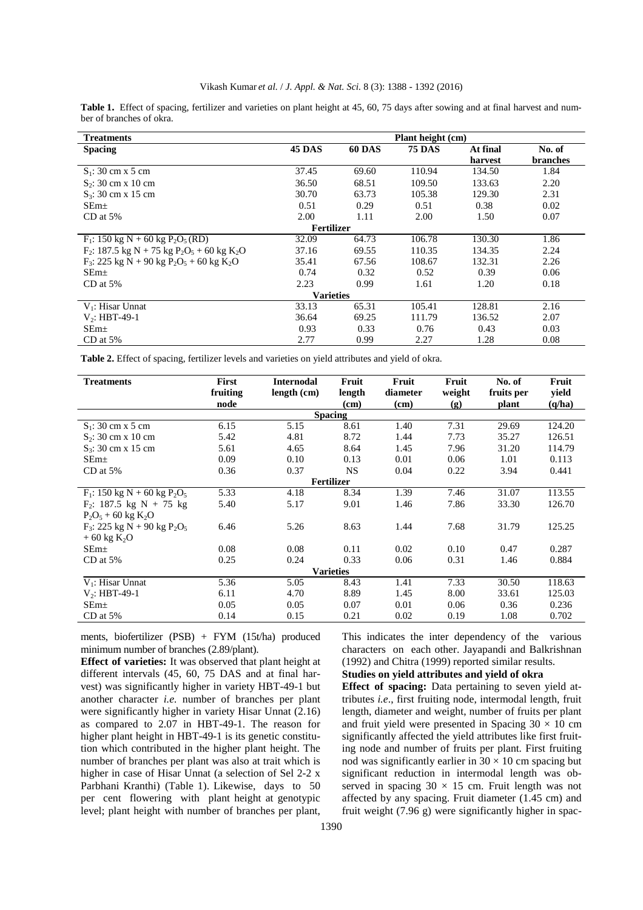**Table 1.** Effect of spacing, fertilizer and varieties on plant height at 45, 60, 75 days after sowing and at final harvest and number of branches of okra.

| Treatments | Plant height (cm) | | | | |
|---|---|---|---|---|---|
| **Spacing** | **45 DAS** | **60 DAS** | **75 DAS** | **At final harvest** | **No. of branches** |
| $S_1$: 30 cm x 5 cm | 37.45 | 69.60 | 110.94 | 134.50 | 1.84 |
| $S_2$: 30 cm x 10 cm | 36.50 | 68.51 | 109.50 | 133.63 | 2.20 |
| $S_3$: 30 cm x 15 cm | 30.70 | 63.73 | 105.38 | 129.30 | 2.31 |
| SEm± | 0.51 | 0.29 | 0.51 | 0.38 | 0.02 |
| CD at 5% | 2.00 | 1.11 | 2.00 | 1.50 | 0.07 |
| **Fertilizer** | | | | | |
| $F_1$: 150 kg N + 60 kg $P_2O_5$ (RD) | 32.09 | 64.73 | 106.78 | 130.30 | 1.86 |
| $F_2$: 187.5 kg N + 75 kg $P_2O_5$ + 60 kg $K_2O$ | 37.16 | 69.55 | 110.35 | 134.35 | 2.24 |
| $F_3$: 225 kg N + 90 kg $P_2O_5$ + 60 kg $K_2O$ | 35.41 | 67.56 | 108.67 | 132.31 | 2.26 |
| SEm± | 0.74 | 0.32 | 0.52 | 0.39 | 0.06 |
| CD at 5% | 2.23 | 0.99 | 1.61 | 1.20 | 0.18 |
| **Varieties** | | | | | |
| $V_1$: Hisar Unnat | 33.13 | 65.31 | 105.41 | 128.81 | 2.16 |
| $V_2$: HBT-49-1 | 36.64 | 69.25 | 111.79 | 136.52 | 2.07 |
| SEm± | 0.93 | 0.33 | 0.76 | 0.43 | 0.03 |
| CD at 5% | 2.77 | 0.99 | 2.27 | 1.28 | 0.08 |

**Table 2.** Effect of spacing, fertilizer levels and varieties on yield attributes and yield of okra.

| Treatments | First fruiting node | Internodal length (cm) | Fruit length (cm) | Fruit diameter (cm) | Fruit weight (g) | No. of fruits per plant | Fruit yield (q/ha) |
|---|---|---|---|---|---|---|---|
| **Spacing** | | | | | | | |
| $S_1$: 30 cm x 5 cm | 6.15 | 5.15 | 8.61 | 1.40 | 7.31 | 29.69 | 124.20 |
| $S_2$: 30 cm x 10 cm | 5.42 | 4.81 | 8.72 | 1.44 | 7.73 | 35.27 | 126.51 |
| $S_3$: 30 cm x 15 cm | 5.61 | 4.65 | 8.64 | 1.45 | 7.96 | 31.20 | 114.79 |
| SEm± | 0.09 | 0.10 | 0.13 | 0.01 | 0.06 | 1.01 | 0.113 |
| CD at 5% | 0.36 | 0.37 | NS | 0.04 | 0.22 | 3.94 | 0.441 |
| **Fertilizer** | | | | | | | |
| $F_1$: 150 kg N + 60 kg $P_2O_5$ | 5.33 | 4.18 | 8.34 | 1.39 | 7.46 | 31.07 | 113.55 |
| $F_2$: 187.5 kg N + 75 kg $P_2O_5$ + 60 kg $K_2O$ | 5.40 | 5.17 | 9.01 | 1.46 | 7.86 | 33.30 | 126.70 |
| $F_3$: 225 kg N + 90 kg $P_2O_5$ + 60 kg $K_2O$ | 6.46 | 5.26 | 8.63 | 1.44 | 7.68 | 31.79 | 125.25 |
| SEm± | 0.08 | 0.08 | 0.11 | 0.02 | 0.10 | 0.47 | 0.287 |
| CD at 5% | 0.25 | 0.24 | 0.33 | 0.06 | 0.31 | 1.46 | 0.884 |
| **Varieties** | | | | | | | |
| $V_1$: Hisar Unnat | 5.36 | 5.05 | 8.43 | 1.41 | 7.33 | 30.50 | 118.63 |
| $V_2$: HBT-49-1 | 6.11 | 4.70 | 8.89 | 1.45 | 8.00 | 33.61 | 125.03 |
| SEm± | 0.05 | 0.05 | 0.07 | 0.01 | 0.06 | 0.36 | 0.236 |
| CD at 5% | 0.14 | 0.15 | 0.21 | 0.02 | 0.19 | 1.08 | 0.702 |

ments, biofertilizer (PSB) + FYM (15t/ha) produced minimum number of branches (2.89/plant).

**Effect of varieties:** It was observed that plant height at different intervals (45, 60, 75 DAS and at final harvest) was significantly higher in variety HBT-49-1 but another character *i.e.* number of branches per plant were significantly higher in variety Hisar Unnat (2.16) as compared to 2.07 in HBT-49-1. The reason for higher plant height in HBT-49-1 is its genetic constitution which contributed in the higher plant height. The number of branches per plant was also at trait which is higher in case of Hisar Unnat (a selection of Sel 2-2 x Parbhani Kranthi) (Table 1). Likewise, days to 50 per cent flowering with plant height at genotypic level; plant height with number of branches per plant, This indicates the inter dependency of the various characters on each other. Jayapandi and Balkrishnan (1992) and Chitra (1999) reported similar results.

**Studies on yield attributes and yield of okra**

**Effect of spacing:** Data pertaining to seven yield attributes *i.e*., first fruiting node, intermodal length, fruit length, diameter and weight, number of fruits per plant and fruit yield were presented in Spacing 30 × 10 cm significantly affected the yield attributes like first fruiting node and number of fruits per plant. First fruiting nod was significantly earlier in 30 × 10 cm spacing but significant reduction in intermodal length was observed in spacing 30 × 15 cm. Fruit length was not affected by any spacing. Fruit diameter (1.45 cm) and fruit weight (7.96 g) were significantly higher in spac-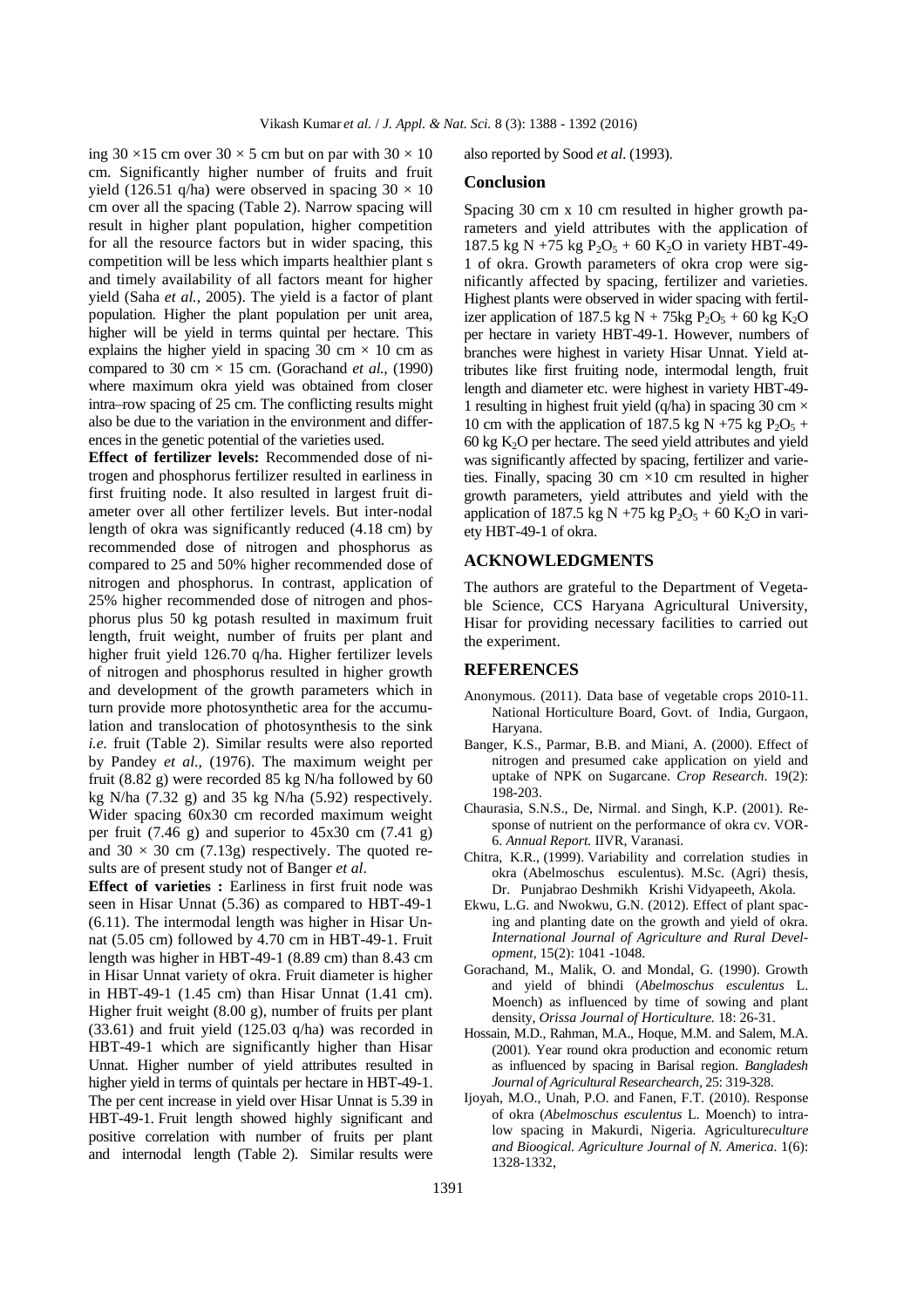ing 30 ×15 cm over 30 × 5 cm but on par with 30 × 10 cm. Significantly higher number of fruits and fruit yield (126.51 q/ha) were observed in spacing 30 × 10 cm over all the spacing (Table 2). Narrow spacing will result in higher plant population, higher competition for all the resource factors but in wider spacing, this competition will be less which imparts healthier plant s and timely availability of all factors meant for higher yield (Saha *et al.,* 2005). The yield is a factor of plant population. Higher the plant population per unit area, higher will be yield in terms quintal per hectare. This explains the higher yield in spacing 30 cm × 10 cm as compared to 30 cm × 15 cm. (Gorachand *et al.,* (1990) where maximum okra yield was obtained from closer intra–row spacing of 25 cm. The conflicting results might also be due to the variation in the environment and differences in the genetic potential of the varieties used.

**Effect of fertilizer levels:** Recommended dose of nitrogen and phosphorus fertilizer resulted in earliness in first fruiting node. It also resulted in largest fruit diameter over all other fertilizer levels. But inter-nodal length of okra was significantly reduced (4.18 cm) by recommended dose of nitrogen and phosphorus as compared to 25 and 50% higher recommended dose of nitrogen and phosphorus. In contrast, application of 25% higher recommended dose of nitrogen and phosphorus plus 50 kg potash resulted in maximum fruit length, fruit weight, number of fruits per plant and higher fruit yield 126.70 q/ha. Higher fertilizer levels of nitrogen and phosphorus resulted in higher growth and development of the growth parameters which in turn provide more photosynthetic area for the accumulation and translocation of photosynthesis to the sink *i.e*. fruit (Table 2). Similar results were also reported by Pandey *et al*., (1976). The maximum weight per fruit (8.82 g) were recorded 85 kg N/ha followed by 60 kg N/ha (7.32 g) and 35 kg N/ha (5.92) respectively. Wider spacing 60x30 cm recorded maximum weight per fruit (7.46 g) and superior to 45x30 cm (7.41 g) and 30 × 30 cm (7.13g) respectively. The quoted results are of present study not of Banger *et al*.

**Effect of varieties :** Earliness in first fruit node was seen in Hisar Unnat (5.36) as compared to HBT-49-1 (6.11). The intermodal length was higher in Hisar Unnat (5.05 cm) followed by 4.70 cm in HBT-49-1. Fruit length was higher in HBT-49-1 (8.89 cm) than 8.43 cm in Hisar Unnat variety of okra. Fruit diameter is higher in HBT-49-1 (1.45 cm) than Hisar Unnat (1.41 cm). Higher fruit weight (8.00 g), number of fruits per plant (33.61) and fruit yield (125.03 q/ha) was recorded in HBT-49-1 which are significantly higher than Hisar Unnat. Higher number of yield attributes resulted in higher yield in terms of quintals per hectare in HBT-49-1. The per cent increase in yield over Hisar Unnat is 5.39 in HBT-49-1. Fruit length showed highly significant and positive correlation with number of fruits per plant and internodal length (Table 2). Similar results were also reported by Sood *et al*. (1993).

## Conclusion

Spacing 30 cm x 10 cm resulted in higher growth parameters and yield attributes with the application of 187.5 kg N +75 kg $P_2O_5$ + 60 $K_2O$ in variety HBT-49-1 of okra. Growth parameters of okra crop were significantly affected by spacing, fertilizer and varieties. Highest plants were observed in wider spacing with fertilizer application of 187.5 kg N + 75kg $P_2O_5$ + 60 kg $K_2O$ per hectare in variety HBT-49-1. However, numbers of branches were highest in variety Hisar Unnat. Yield attributes like first fruiting node, intermodal length, fruit length and diameter etc. were highest in variety HBT-49-1 resulting in highest fruit yield (q/ha) in spacing 30 cm × 10 cm with the application of 187.5 kg N +75 kg $P_2O_5$ + 60 kg $K_2O$ per hectare. The seed yield attributes and yield was significantly affected by spacing, fertilizer and varieties. Finally, spacing 30 cm ×10 cm resulted in higher growth parameters, yield attributes and yield with the application of 187.5 kg N +75 kg $P_2O_5$ + 60 $K_2O$ in variety HBT-49-1 of okra.

## ACKNOWLEDGMENTS

The authors are grateful to the Department of Vegetable Science, CCS Haryana Agricultural University, Hisar for providing necessary facilities to carried out the experiment.

## REFERENCES

Anonymous. (2011). Data base of vegetable crops 2010-11. National Horticulture Board, Govt. of India, Gurgaon, Haryana.

Banger, K.S., Parmar, B.B. and Miani, A. (2000). Effect of nitrogen and presumed cake application on yield and uptake of NPK on Sugarcane. *Crop Research*. 19(2): 198-203.

Chaurasia, S.N.S., De, Nirmal. and Singh, K.P. (2001). Response of nutrient on the performance of okra cv. VOR-6. *Annual Report.* IIVR, Varanasi.

Chitra, K.R., (1999). Variability and correlation studies in okra (Abelmoschus esculentus). M.Sc. (Agri) thesis, Dr. Punjabrao Deshmikh Krishi Vidyapeeth, Akola.

Ekwu, L.G. and Nwokwu, G.N. (2012). Effect of plant spacing and planting date on the growth and yield of okra. *International Journal of Agriculture and Rural Development*, 15(2): 1041 -1048.

Gorachand, M., Malik, O. and Mondal, G. (1990). Growth and yield of bhindi (*Abelmoschus esculentus* L. Moench) as influenced by time of sowing and plant density, *Orissa Journal of Horticulture.* 18: 26-31.

Hossain, M.D., Rahman, M.A., Hoque, M.M. and Salem, M.A. (2001). Year round okra production and economic return as influenced by spacing in Barisal region. *Bangladesh Journal of Agricultural Researchearch*, 25: 319-328.

Ijoyah, M.O., Unah, P.O. and Fanen, F.T. (2010). Response of okra (*Abelmoschus esculentus* L. Moench) to intralow spacing in Makurdi, Nigeria. Agriculture*culture and Bioogical. Agriculture Journal of N. America*. 1(6): 1328-1332,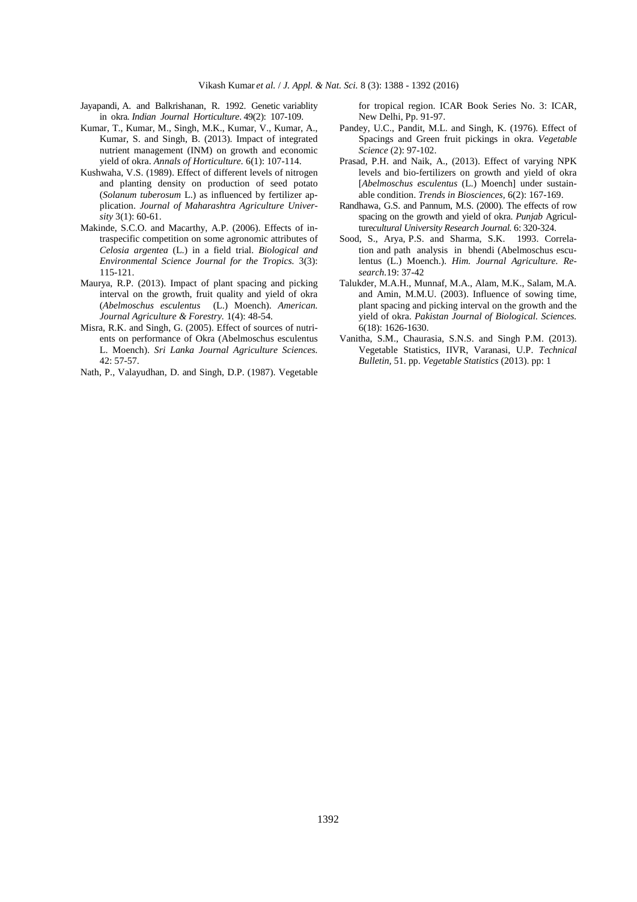Jayapandi, A. and Balkrishanan, R. 1992. Genetic variablity in okra. *Indian Journal Horticulture*. 49(2): 107-109.

Kumar, T., Kumar, M., Singh, M.K., Kumar, V., Kumar, A., Kumar, S. and Singh, B. (2013). Impact of integrated nutrient management (INM) on growth and economic yield of okra. *Annals of Horticulture.* 6(1): 107-114.

Kushwaha, V.S. (1989). Effect of different levels of nitrogen and planting density on production of seed potato (*Solanum tuberosum* L.) as influenced by fertilizer application. *Journal of Maharashtra Agriculture University* 3(1): 60-61.

Makinde, S.C.O. and Macarthy, A.P. (2006). Effects of intraspecific competition on some agronomic attributes of *Celosia argentea* (L.) in a field trial. *Biological and Environmental Science Journal for the Tropics.* 3(3): 115-121.

Maurya, R.P. (2013). Impact of plant spacing and picking interval on the growth, fruit quality and yield of okra (*Abelmoschus esculentus* (L.) Moench). *American. Journal Agriculture & Forestry.* 1(4): 48-54.

Misra, R.K. and Singh, G. (2005). Effect of sources of nutrients on performance of Okra (Abelmoschus esculentus L. Moench). *Sri Lanka Journal Agriculture Sciences.* 42: 57-57.

Nath, P., Valayudhan, D. and Singh, D.P. (1987). Vegetable for tropical region. ICAR Book Series No. 3: ICAR, New Delhi, Pp. 91-97.

Pandey, U.C., Pandit, M.L. and Singh, K. (1976). Effect of Spacings and Green fruit pickings in okra. *Vegetable Science* (2): 97-102.

Prasad, P.H. and Naik, A., (2013). Effect of varying NPK levels and bio-fertilizers on growth and yield of okra [*Abelmoschus esculentus* (L.) Moench] under sustainable condition. *Trends in Biosciences,* 6(2): 167-169.

Randhawa, G.S. and Pannum, M.S. (2000). The effects of row spacing on the growth and yield of okra. *Punjab* Agriculture*cultural University Research Journal.* 6: 320-324.

Sood, S., Arya, P.S. and Sharma, S.K. 1993. Correlation and path analysis in bhendi (Abelmoschus esculentus (L.) Moench.). *Him. Journal Agriculture. Research.*19: 37-42

Talukder, M.A.H., Munnaf, M.A., Alam, M.K., Salam, M.A. and Amin, M.M.U. (2003). Influence of sowing time, plant spacing and picking interval on the growth and the yield of okra. *Pakistan Journal of Biological. Sciences.* 6(18): 1626-1630.

Vanitha, S.M., Chaurasia, S.N.S. and Singh P.M. (2013). Vegetable Statistics, IIVR, Varanasi, U.P. *Technical Bulletin,* 51. pp. *Vegetable Statistics* (2013). pp: 1